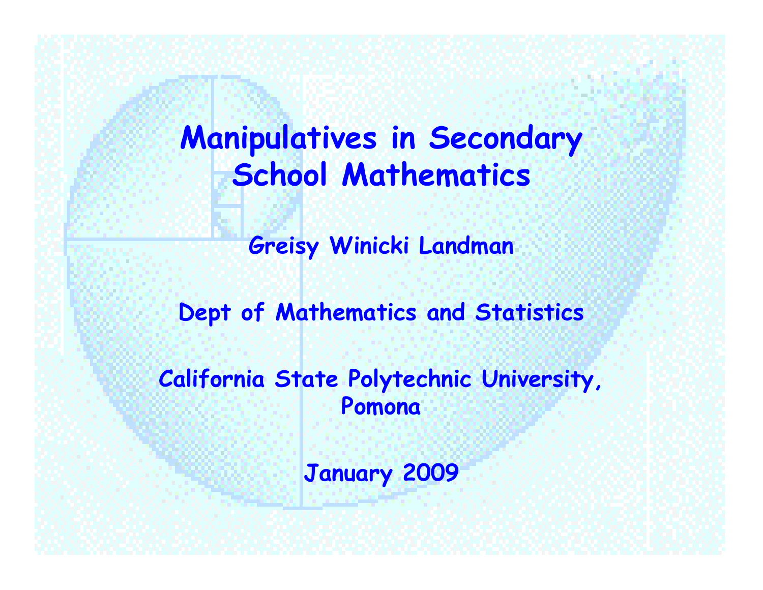# Manipulatives in Secondary School Mathematics

**Greisy Winicki Landman**

**Dept of Mathematics and Statistics**

**California State Polytechnic University, Pomona**

**January 2009**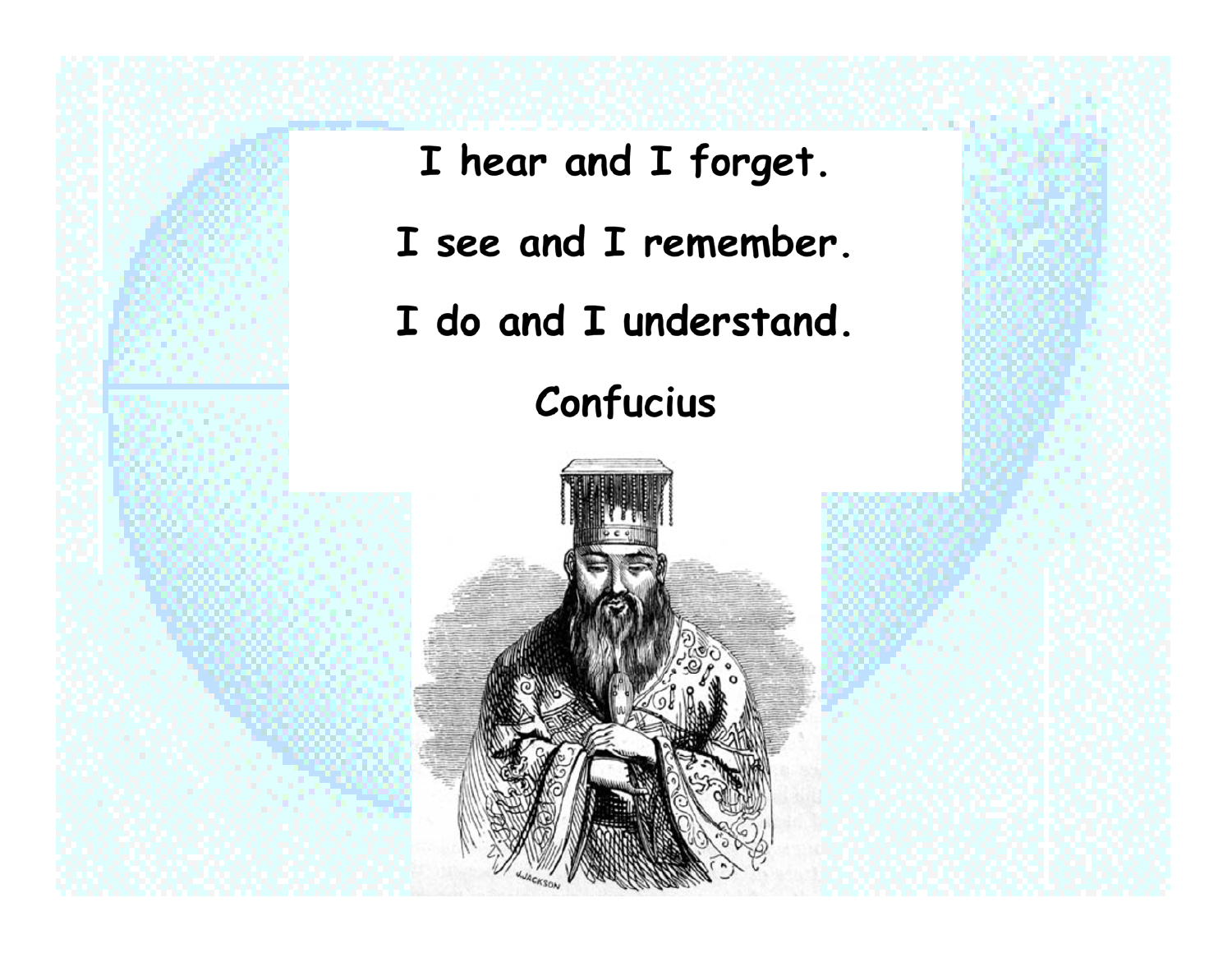I hear and I forget.

I see and I remember.

I do and I understand.

Confucius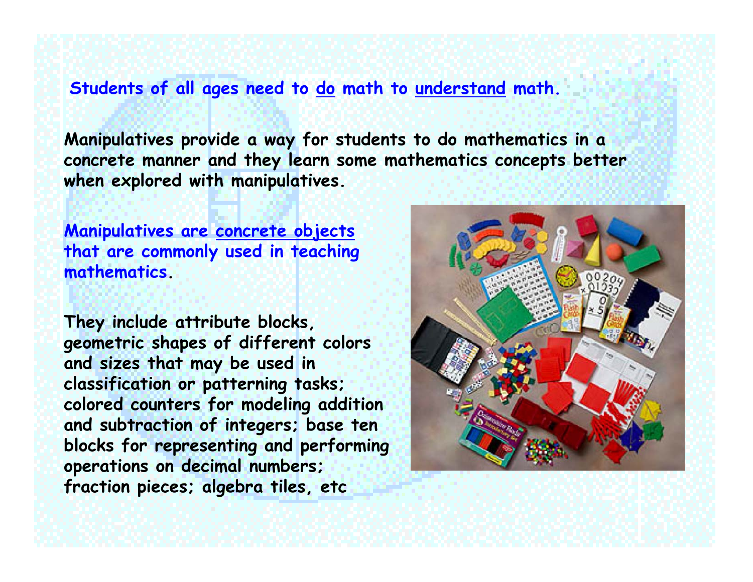**Students of all ages need to do math to understand math.**

**Manipulatives provide a way for students to do mathematics in a concrete manner and they learn some mathematics concepts better when explored with manipulatives.**

**Manipulatives are concrete objects that are commonly used in teaching mathematics.**

**They include attribute blocks, geometric shapes of different colors and sizes that may be used in classification or patterning tasks; colored counters for modeling addition and subtraction of integers; base ten blocks for representing and performing operations on decimal numbers; fraction pieces; algebra tiles, etc**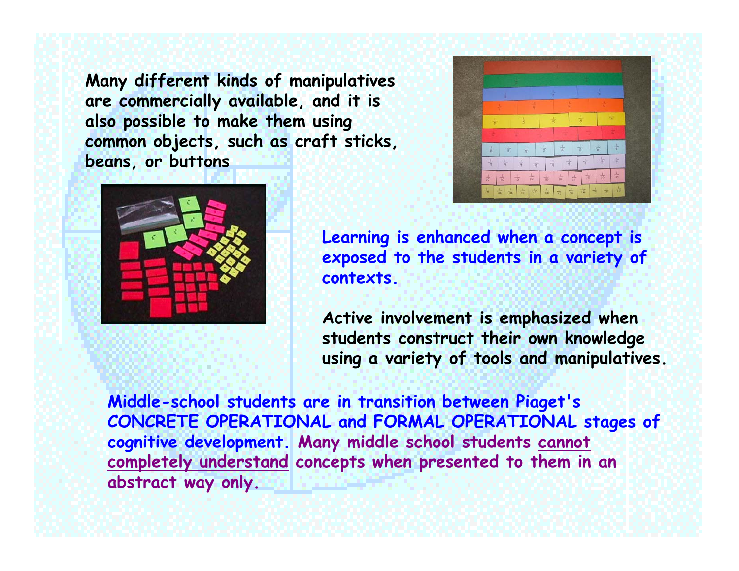Many different kinds of manipulatives are commercially available, and it is also possible to make them using common objects, such as craft sticks, beans, or buttons

Learning is enhanced when a concept is exposed to the students in a variety of contexts.

Active involvement is emphasized when students construct their own knowledge using a variety of tools and manipulatives.

Middle-school students are in transition between Piaget's CONCRETE OPERATIONAL and FORMAL OPERATIONAL stages of cognitive development. Many middle school students <u>cannot completely understand</u> concepts when presented to them in an abstract way only.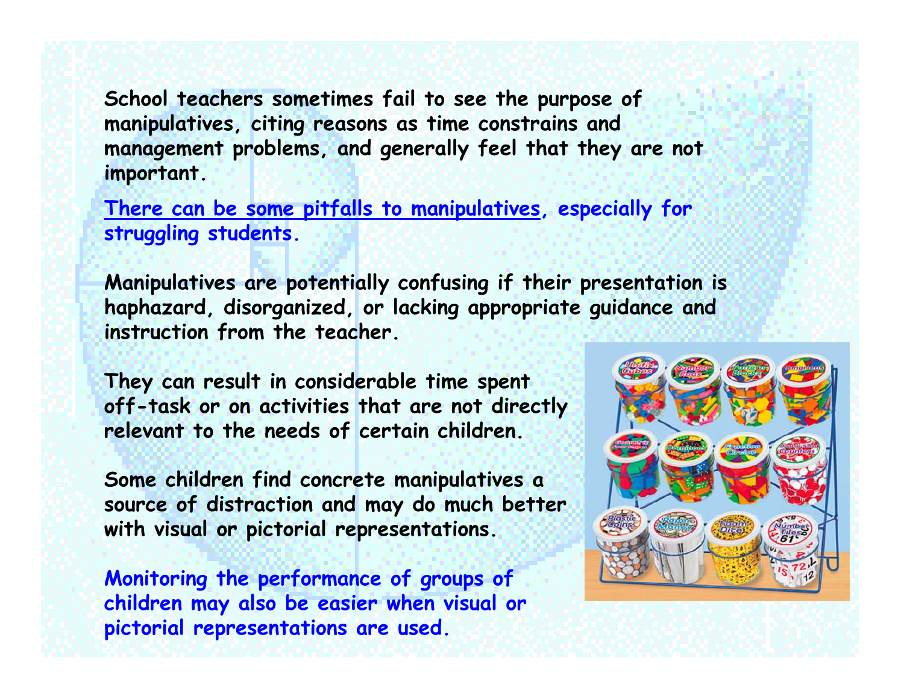School teachers sometimes fail to see the purpose of manipulatives, citing reasons as time constrains and management problems, and generally feel that they are not important.

There can be some pitfalls to manipulatives, especially for struggling students.

Manipulatives are potentially confusing if their presentation is haphazard, disorganized, or lacking appropriate guidance and instruction from the teacher.

They can result in considerable time spent off-task or on activities that are not directly relevant to the needs of certain children.

Some children find concrete manipulatives a source of distraction and may do much better with visual or pictorial representations.

Monitoring the performance of groups of children may also be easier when visual or pictorial representations are used.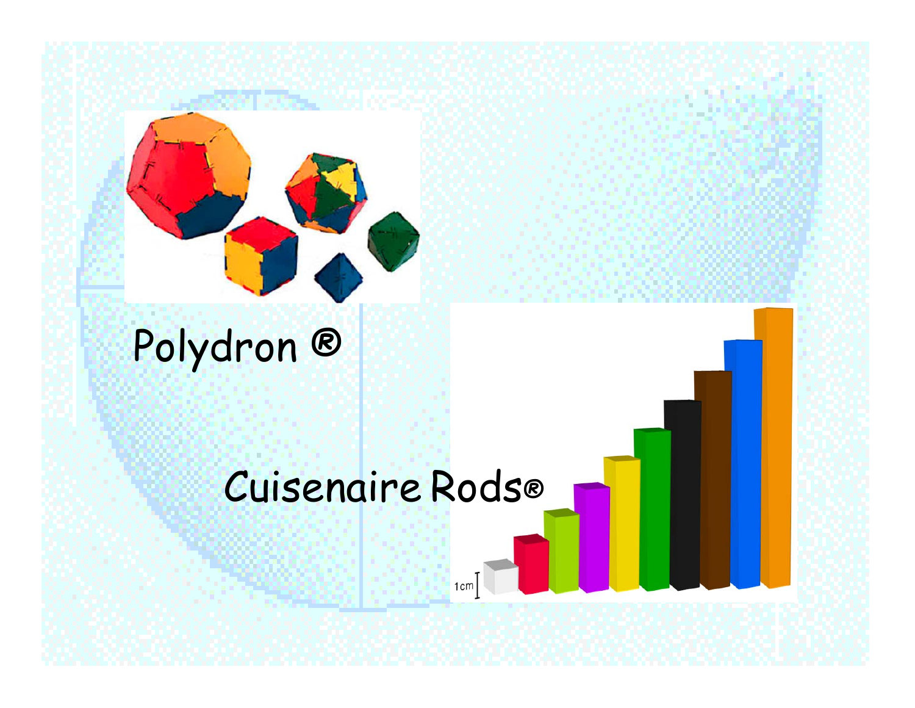Polydron ®

Cuisenaire Rods®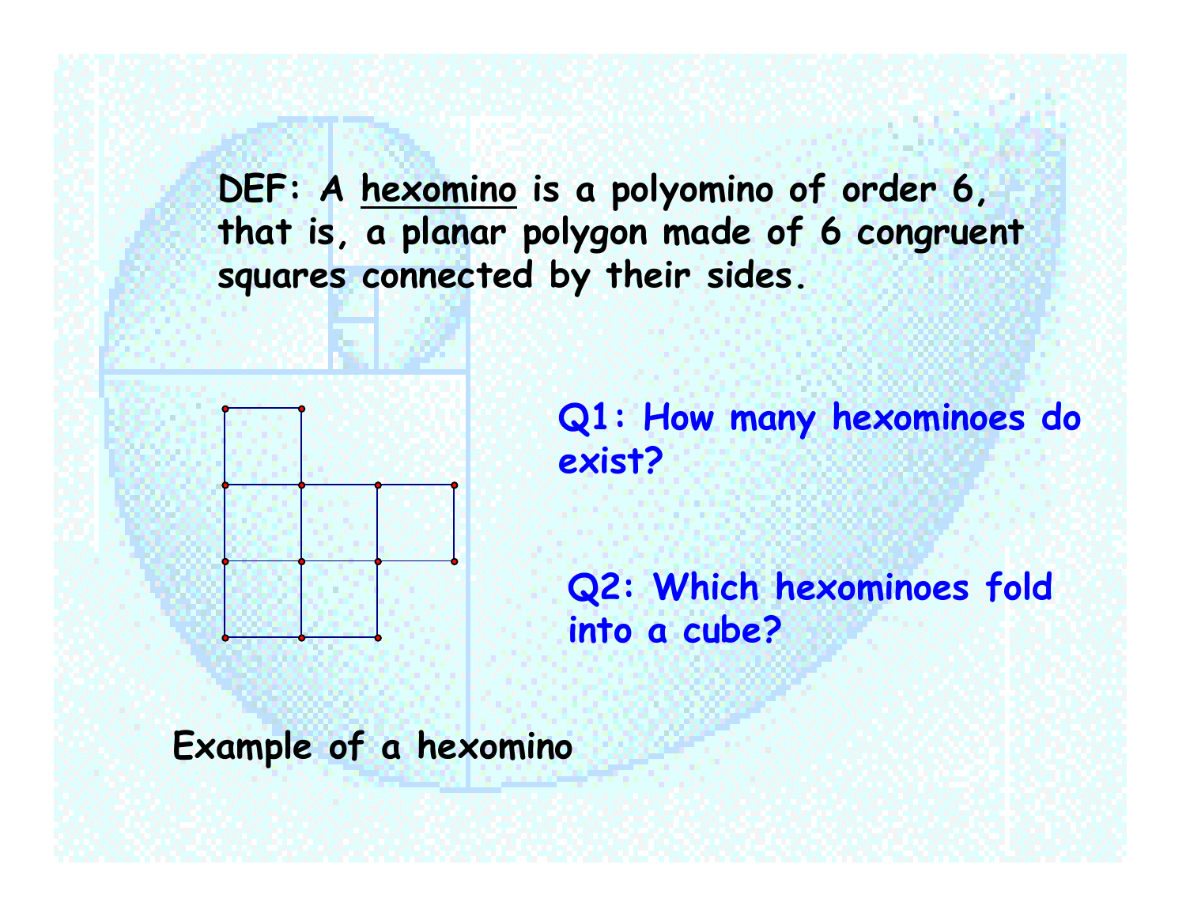DEF: A <u>hexomino</u> is a polyomino of order 6, that is, a planar polygon made of 6 congruent squares connected by their sides.

Q1: How many hexominoes do exist?

Q2: Which hexominoes fold into a cube?

Example of a hexomino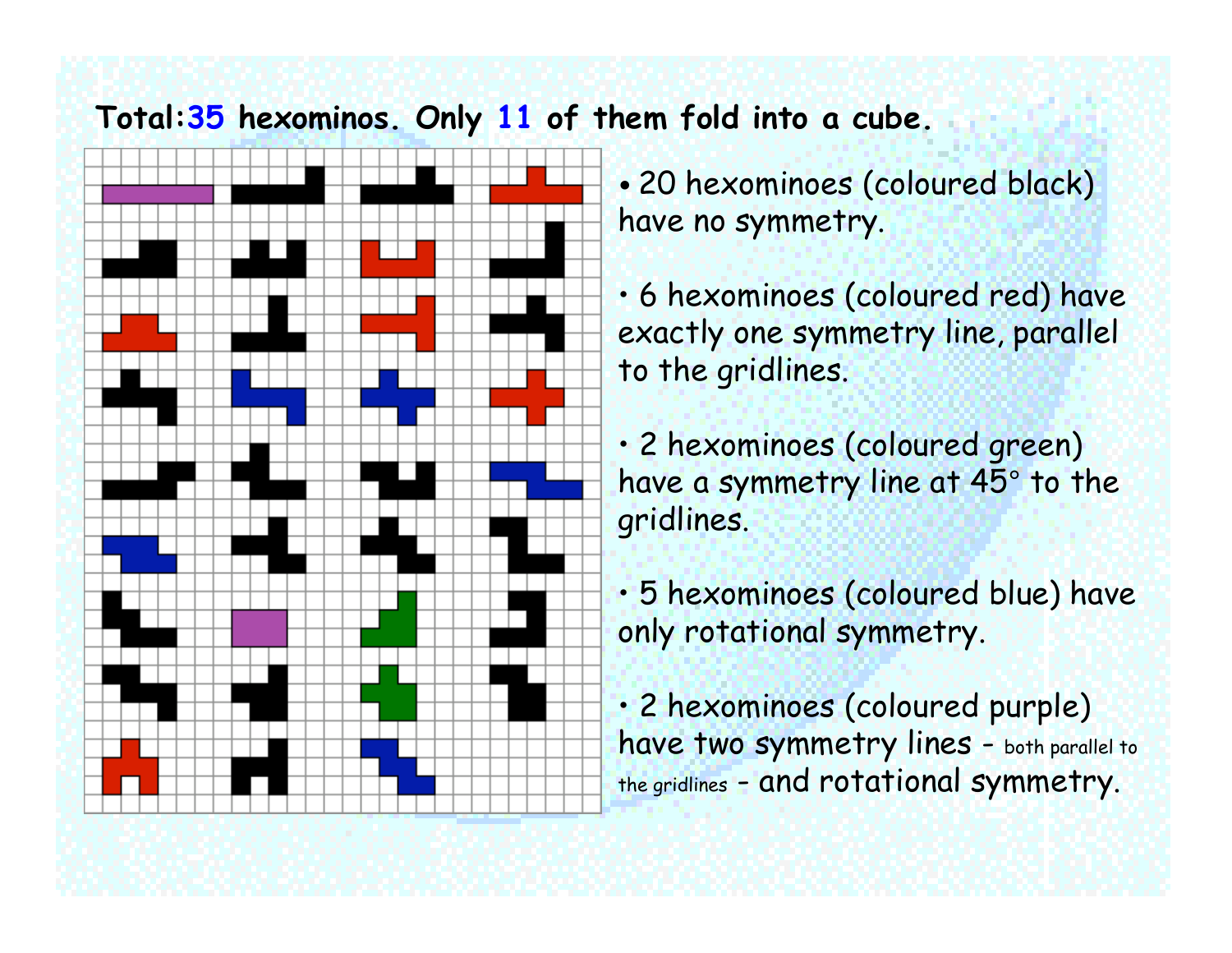**Total: 35 hexominos. Only 11 of them fold into a cube.**

- 20 hexominoes (coloured black) have no symmetry.
- 6 hexominoes (coloured red) have exactly one symmetry line, parallel to the gridlines.
- 2 hexominoes (coloured green) have a symmetry line at 45° to the gridlines.
- 5 hexominoes (coloured blue) have only rotational symmetry.
- 2 hexominoes (coloured purple) have two symmetry lines – both parallel to the gridlines – and rotational symmetry.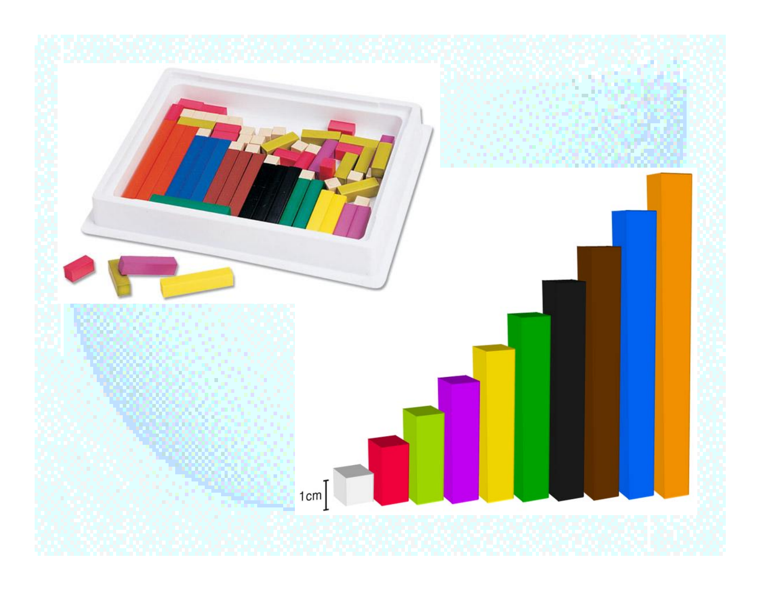1cm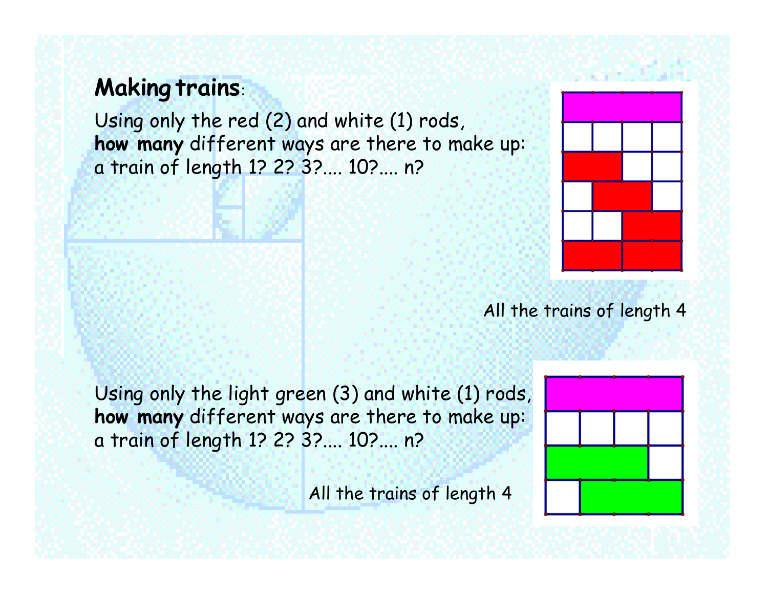**Making trains**:

Using only the red (2) and white (1) rods,
**how many** different ways are there to make up:
a train of length 1? 2? 3?.... 10?.... n?

All the trains of length 4

Using only the light green (3) and white (1) rods,
**how many** different ways are there to make up:
a train of length 1? 2? 3?.... 10?.... n?

All the trains of length 4